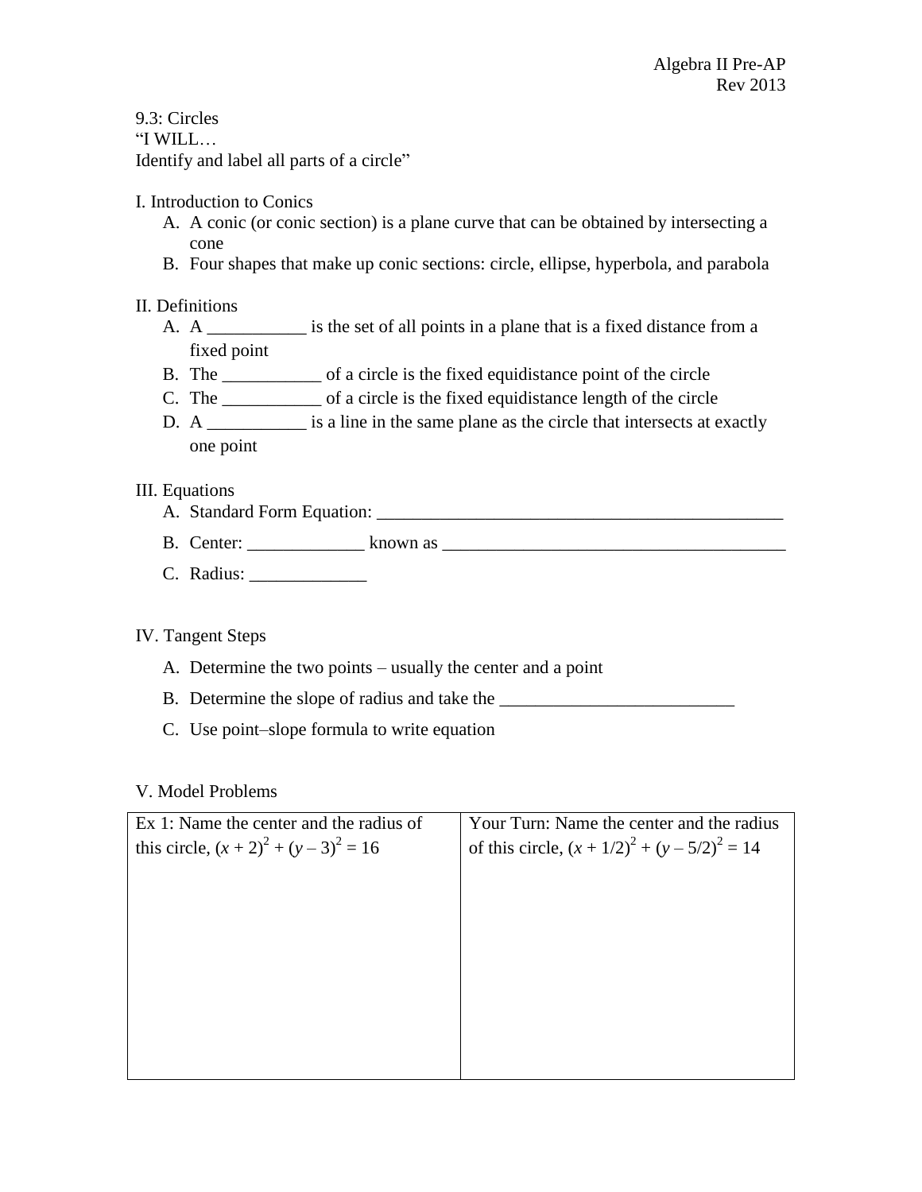Algebra II Pre-AP
Rev 2013

9.3: Circles
"I WILL…
Identify and label all parts of a circle"

I. Introduction to Conics

A. A conic (or conic section) is a plane curve that can be obtained by intersecting a cone
B. Four shapes that make up conic sections: circle, ellipse, hyperbola, and parabola

II. Definitions

A. A ___________ is the set of all points in a plane that is a fixed distance from a fixed point
B. The ___________ of a circle is the fixed equidistance point of the circle
C. The ___________ of a circle is the fixed equidistance length of the circle
D. A ___________ is a line in the same plane as the circle that intersects at exactly one point

III. Equations

A. Standard Form Equation: _______________________________________________
B. Center: _____________ known as _______________________________________
C. Radius: _____________

IV. Tangent Steps

A. Determine the two points – usually the center and a point
B. Determine the slope of radius and take the __________________________
C. Use point–slope formula to write equation

V. Model Problems

| Ex 1: Name the center and the radius of this circle, $(x + 2)^2 + (y - 3)^2 = 16$ | Your Turn: Name the center and the radius of this circle, $(x + 1/2)^2 + (y - 5/2)^2 = 14$ |
| --- | --- |
| | |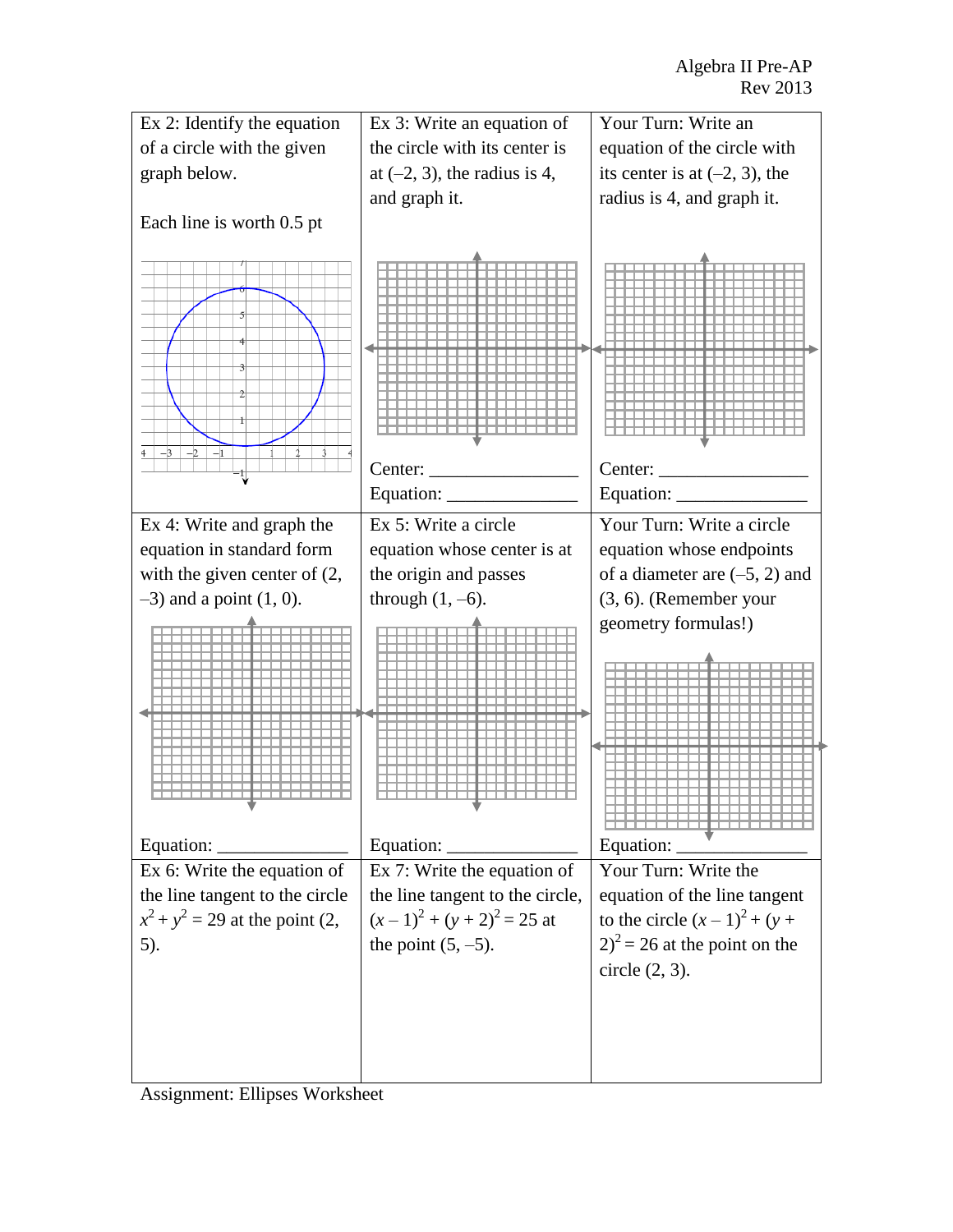| | | |
|---|---|---|
| Ex 2: Identify the equation of a circle with the given graph below.<br><br>Each line is worth 0.5 pt<br><br>4 –3 –2 –1 1 2 3 4<br>7 6 5 4 3 2 1 –1 | Ex 3: Write an equation of the circle with its center is at (–2, 3), the radius is 4, and graph it.<br><br>Center: ________________<br>Equation: ______________ | Your Turn: Write an equation of the circle with its center is at (–2, 3), the radius is 4, and graph it.<br><br>Center: ________________<br>Equation: ______________ |
| Ex 4: Write and graph the equation in standard form with the given center of (2, –3) and a point (1, 0).<br><br>Equation: ______________ | Ex 5: Write a circle equation whose center is at the origin and passes through (1, –6).<br><br>Equation: ______________ | Your Turn: Write a circle equation whose endpoints of a diameter are (–5, 2) and (3, 6). (Remember your geometry formulas!)<br><br>Equation: ______________ |
| Ex 6: Write the equation of the line tangent to the circle $x^2 + y^2 = 29$ at the point (2, 5). | Ex 7: Write the equation of the line tangent to the circle, $(x - 1)^2 + (y + 2)^2 = 25$ at the point (5, –5). | Your Turn: Write the equation of the line tangent to the circle $(x - 1)^2 + (y + 2)^2 = 26$ at the point on the circle (2, 3). |

Assignment: Ellipses Worksheet